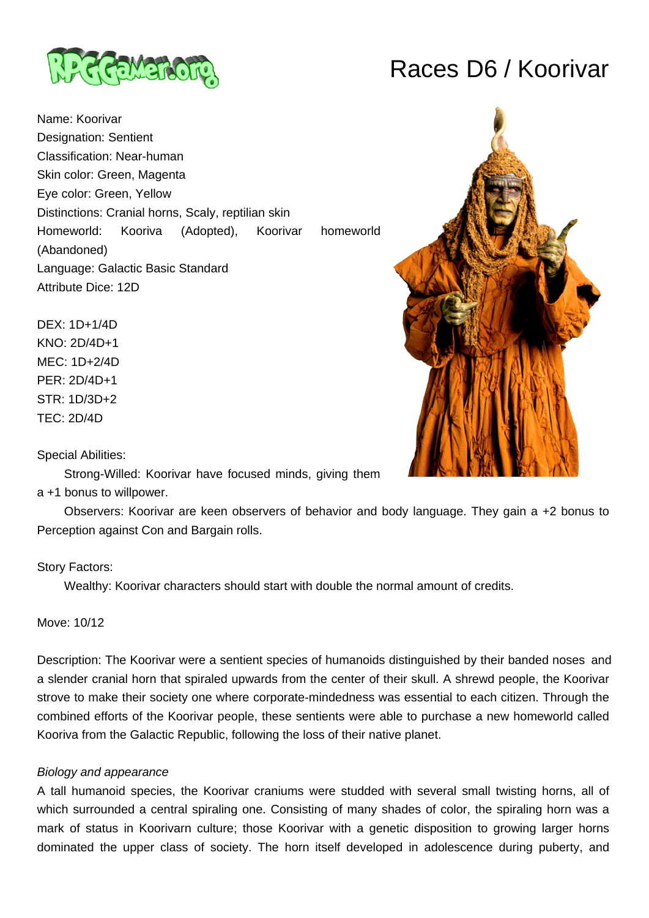# Races D6 / Koorivar

Name: Koorivar
Designation: Sentient
Classification: Near-human
Skin color: Green, Magenta
Eye color: Green, Yellow
Distinctions: Cranial horns, Scaly, reptilian skin
Homeworld: Kooriva (Adopted), Koorivar homeworld (Abandoned)
Language: Galactic Basic Standard
Attribute Dice: 12D

DEX: 1D+1/4D
KNO: 2D/4D+1
MEC: 1D+2/4D
PER: 2D/4D+1
STR: 1D/3D+2
TEC: 2D/4D

Special Abilities:

Strong-Willed: Koorivar have focused minds, giving them a +1 bonus to willpower.

Observers: Koorivar are keen observers of behavior and body language. They gain a +2 bonus to Perception against Con and Bargain rolls.

Story Factors:

Wealthy: Koorivar characters should start with double the normal amount of credits.

Move: 10/12

Description: The Koorivar were a sentient species of humanoids distinguished by their banded noses and a slender cranial horn that spiraled upwards from the center of their skull. A shrewd people, the Koorivar strove to make their society one where corporate-mindedness was essential to each citizen. Through the combined efforts of the Koorivar people, these sentients were able to purchase a new homeworld called Kooriva from the Galactic Republic, following the loss of their native planet.

*Biology and appearance*

A tall humanoid species, the Koorivar craniums were studded with several small twisting horns, all of which surrounded a central spiraling one. Consisting of many shades of color, the spiraling horn was a mark of status in Koorivarn culture; those Koorivar with a genetic disposition to growing larger horns dominated the upper class of society. The horn itself developed in adolescence during puberty, and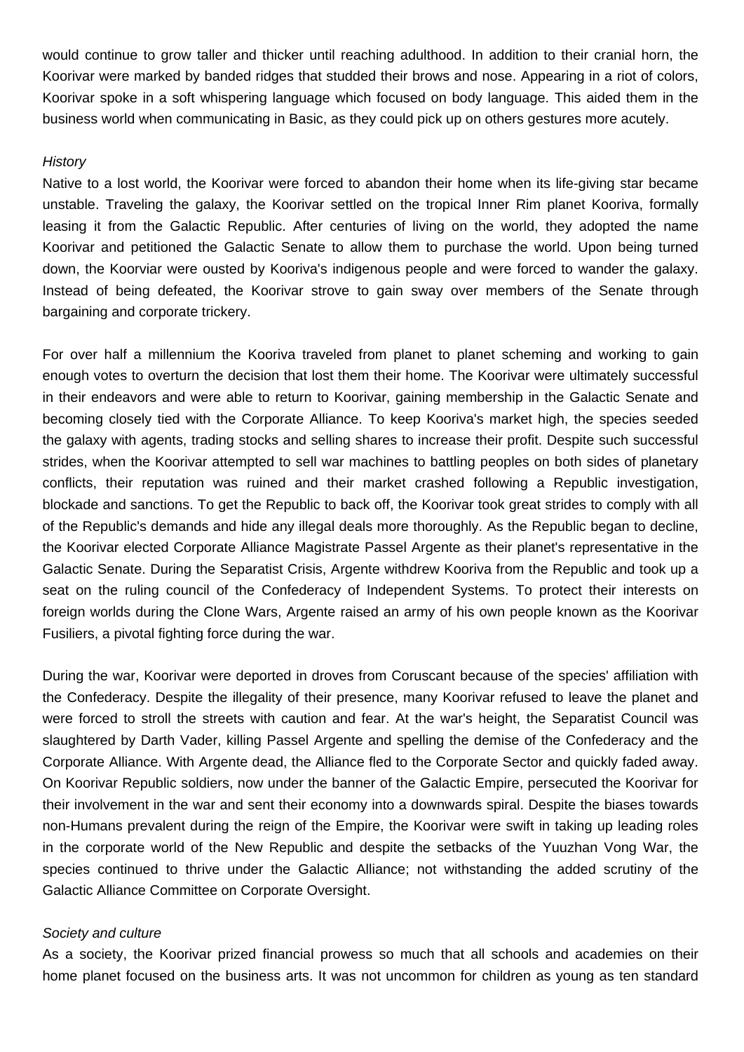would continue to grow taller and thicker until reaching adulthood. In addition to their cranial horn, the Koorivar were marked by banded ridges that studded their brows and nose. Appearing in a riot of colors, Koorivar spoke in a soft whispering language which focused on body language. This aided them in the business world when communicating in Basic, as they could pick up on others gestures more acutely.

*History*

Native to a lost world, the Koorivar were forced to abandon their home when its life-giving star became unstable. Traveling the galaxy, the Koorivar settled on the tropical Inner Rim planet Kooriva, formally leasing it from the Galactic Republic. After centuries of living on the world, they adopted the name Koorivar and petitioned the Galactic Senate to allow them to purchase the world. Upon being turned down, the Koorviar were ousted by Kooriva's indigenous people and were forced to wander the galaxy. Instead of being defeated, the Koorivar strove to gain sway over members of the Senate through bargaining and corporate trickery.

For over half a millennium the Kooriva traveled from planet to planet scheming and working to gain enough votes to overturn the decision that lost them their home. The Koorivar were ultimately successful in their endeavors and were able to return to Koorivar, gaining membership in the Galactic Senate and becoming closely tied with the Corporate Alliance. To keep Kooriva's market high, the species seeded the galaxy with agents, trading stocks and selling shares to increase their profit. Despite such successful strides, when the Koorivar attempted to sell war machines to battling peoples on both sides of planetary conflicts, their reputation was ruined and their market crashed following a Republic investigation, blockade and sanctions. To get the Republic to back off, the Koorivar took great strides to comply with all of the Republic's demands and hide any illegal deals more thoroughly. As the Republic began to decline, the Koorivar elected Corporate Alliance Magistrate Passel Argente as their planet's representative in the Galactic Senate. During the Separatist Crisis, Argente withdrew Kooriva from the Republic and took up a seat on the ruling council of the Confederacy of Independent Systems. To protect their interests on foreign worlds during the Clone Wars, Argente raised an army of his own people known as the Koorivar Fusiliers, a pivotal fighting force during the war.

During the war, Koorivar were deported in droves from Coruscant because of the species' affiliation with the Confederacy. Despite the illegality of their presence, many Koorivar refused to leave the planet and were forced to stroll the streets with caution and fear. At the war's height, the Separatist Council was slaughtered by Darth Vader, killing Passel Argente and spelling the demise of the Confederacy and the Corporate Alliance. With Argente dead, the Alliance fled to the Corporate Sector and quickly faded away. On Koorivar Republic soldiers, now under the banner of the Galactic Empire, persecuted the Koorivar for their involvement in the war and sent their economy into a downwards spiral. Despite the biases towards non-Humans prevalent during the reign of the Empire, the Koorivar were swift in taking up leading roles in the corporate world of the New Republic and despite the setbacks of the Yuuzhan Vong War, the species continued to thrive under the Galactic Alliance; not withstanding the added scrutiny of the Galactic Alliance Committee on Corporate Oversight.

*Society and culture*

As a society, the Koorivar prized financial prowess so much that all schools and academies on their home planet focused on the business arts. It was not uncommon for children as young as ten standard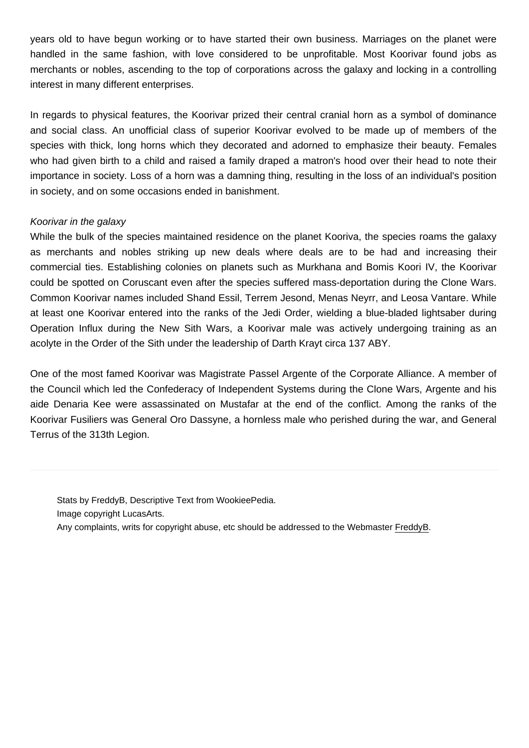years old to have begun working or to have started their own business. Marriages on the planet were handled in the same fashion, with love considered to be unprofitable. Most Koorivar found jobs as merchants or nobles, ascending to the top of corporations across the galaxy and locking in a controlling interest in many different enterprises.

In regards to physical features, the Koorivar prized their central cranial horn as a symbol of dominance and social class. An unofficial class of superior Koorivar evolved to be made up of members of the species with thick, long horns which they decorated and adorned to emphasize their beauty. Females who had given birth to a child and raised a family draped a matron's hood over their head to note their importance in society. Loss of a horn was a damning thing, resulting in the loss of an individual's position in society, and on some occasions ended in banishment.

*Koorivar in the galaxy*

While the bulk of the species maintained residence on the planet Kooriva, the species roams the galaxy as merchants and nobles striking up new deals where deals are to be had and increasing their commercial ties. Establishing colonies on planets such as Murkhana and Bomis Koori IV, the Koorivar could be spotted on Coruscant even after the species suffered mass-deportation during the Clone Wars. Common Koorivar names included Shand Essil, Terrem Jesond, Menas Neyrr, and Leosa Vantare. While at least one Koorivar entered into the ranks of the Jedi Order, wielding a blue-bladed lightsaber during Operation Influx during the New Sith Wars, a Koorivar male was actively undergoing training as an acolyte in the Order of the Sith under the leadership of Darth Krayt circa 137 ABY.

One of the most famed Koorivar was Magistrate Passel Argente of the Corporate Alliance. A member of the Council which led the Confederacy of Independent Systems during the Clone Wars, Argente and his aide Denaria Kee were assassinated on Mustafar at the end of the conflict. Among the ranks of the Koorivar Fusiliers was General Oro Dassyne, a hornless male who perished during the war, and General Terrus of the 313th Legion.

---

Stats by FreddyB, Descriptive Text from WookieePedia.
Image copyright LucasArts.
Any complaints, writs for copyright abuse, etc should be addressed to the Webmaster FreddyB.